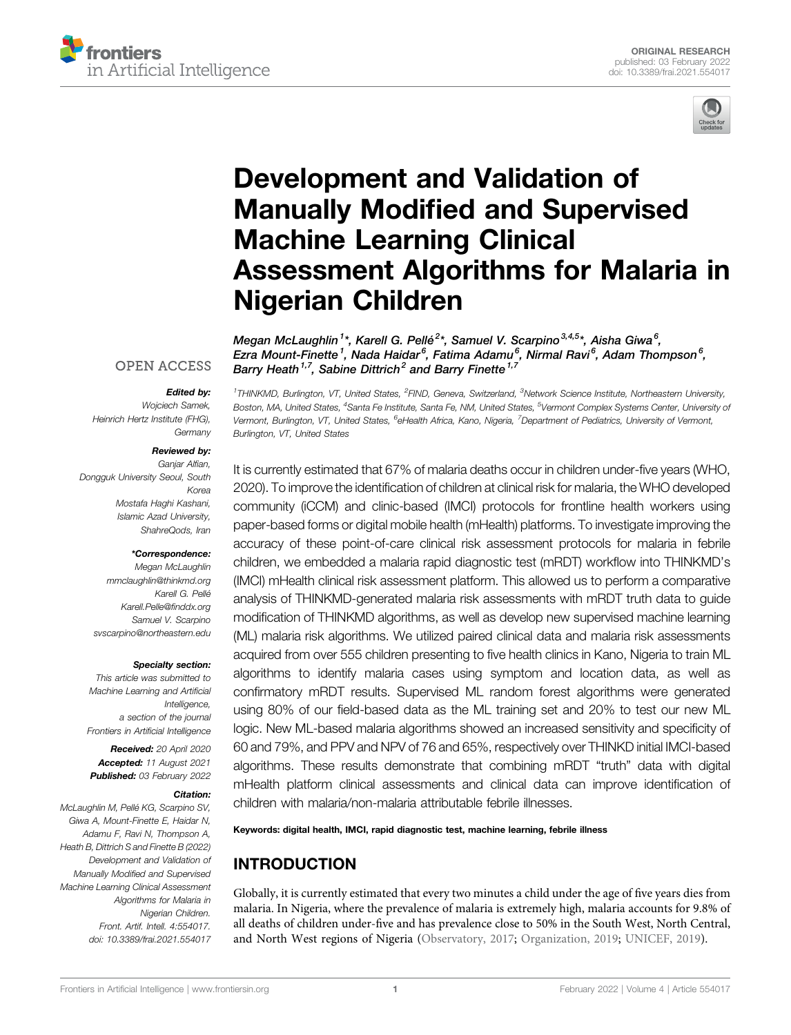ORIGINAL RESEARCH
published: 03 February 2022
doi: 10.3389/frai.2021.554017

# Development and Validation of Manually Modified and Supervised Machine Learning Clinical Assessment Algorithms for Malaria in Nigerian Children

*Megan McLaughlin[1]\*, Karell G. Pellé[2]\*, Samuel V. Scarpino[3,4,5]\*, Aisha Giwa[6], Ezra Mount-Finette[1], Nada Haidar[6], Fatima Adamu[6], Nirmal Ravi[6], Adam Thompson[6], Barry Heath[1,7], Sabine Dittrich[2] and Barry Finette[1,7]*

[1]THINKMD, Burlington, VT, United States, [2]FIND, Geneva, Switzerland, [3]Network Science Institute, Northeastern University, Boston, MA, United States, [4]Santa Fe Institute, Santa Fe, NM, United States, [5]Vermont Complex Systems Center, University of Vermont, Burlington, VT, United States, [6]eHealth Africa, Kano, Nigeria, [7]Department of Pediatrics, University of Vermont, Burlington, VT, United States

OPEN ACCESS

**Edited by:**
Wojciech Samek,
Heinrich Hertz Institute (FHG), Germany

**Reviewed by:**
Ganjar Alfian,
Dongguk University Seoul, South Korea
Mostafa Haghi Kashani,
Islamic Azad University, ShahreQods, Iran

**\*Correspondence:**
Megan McLaughlin
mmclaughlin@thinkmd.org
Karell G. Pellé
Karell.Pelle@finddx.org
Samuel V. Scarpino
svscarpino@northeastern.edu

**Specialty section:**
This article was submitted to Machine Learning and Artificial Intelligence, a section of the journal Frontiers in Artificial Intelligence

**Received:** 20 April 2020
**Accepted:** 11 August 2021
**Published:** 03 February 2022

**Citation:**
McLaughlin M, Pellé KG, Scarpino SV, Giwa A, Mount-Finette E, Haidar N, Adamu F, Ravi N, Thompson A, Heath B, Dittrich S and Finette B (2022) Development and Validation of Manually Modified and Supervised Machine Learning Clinical Assessment Algorithms for Malaria in Nigerian Children. Front. Artif. Intell. 4:554017. doi: 10.3389/frai.2021.554017

It is currently estimated that 67% of malaria deaths occur in children under-five years (WHO, 2020). To improve the identification of children at clinical risk for malaria, the WHO developed community (iCCM) and clinic-based (IMCI) protocols for frontline health workers using paper-based forms or digital mobile health (mHealth) platforms. To investigate improving the accuracy of these point-of-care clinical risk assessment protocols for malaria in febrile children, we embedded a malaria rapid diagnostic test (mRDT) workflow into THINKMD's (IMCI) mHealth clinical risk assessment platform. This allowed us to perform a comparative analysis of THINKMD-generated malaria risk assessments with mRDT truth data to guide modification of THINKMD algorithms, as well as develop new supervised machine learning (ML) malaria risk algorithms. We utilized paired clinical data and malaria risk assessments acquired from over 555 children presenting to five health clinics in Kano, Nigeria to train ML algorithms to identify malaria cases using symptom and location data, as well as confirmatory mRDT results. Supervised ML random forest algorithms were generated using 80% of our field-based data as the ML training set and 20% to test our new ML logic. New ML-based malaria algorithms showed an increased sensitivity and specificity of 60 and 79%, and PPV and NPV of 76 and 65%, respectively over THINKD initial IMCI-based algorithms. These results demonstrate that combining mRDT "truth" data with digital mHealth platform clinical assessments and clinical data can improve identification of children with malaria/non-malaria attributable febrile illnesses.

**Keywords:** digital health, IMCI, rapid diagnostic test, machine learning, febrile illness

## INTRODUCTION

Globally, it is currently estimated that every two minutes a child under the age of five years dies from malaria. In Nigeria, where the prevalence of malaria is extremely high, malaria accounts for 9.8% of all deaths of children under-five and has prevalence close to 50% in the South West, North Central, and North West regions of Nigeria (Observatory, 2017; Organization, 2019; UNICEF, 2019).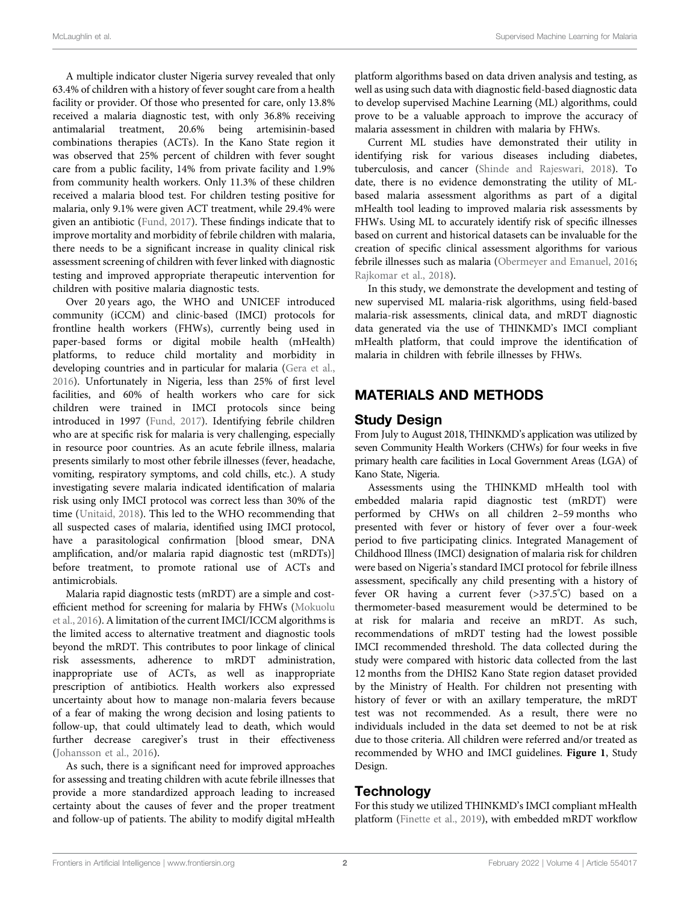A multiple indicator cluster Nigeria survey revealed that only 63.4% of children with a history of fever sought care from a health facility or provider. Of those who presented for care, only 13.8% received a malaria diagnostic test, with only 36.8% receiving antimalarial treatment, 20.6% being artemisinin-based combinations therapies (ACTs). In the Kano State region it was observed that 25% percent of children with fever sought care from a public facility, 14% from private facility and 1.9% from community health workers. Only 11.3% of these children received a malaria blood test. For children testing positive for malaria, only 9.1% were given ACT treatment, while 29.4% were given an antibiotic (Fund, 2017). These findings indicate that to improve mortality and morbidity of febrile children with malaria, there needs to be a significant increase in quality clinical risk assessment screening of children with fever linked with diagnostic testing and improved appropriate therapeutic intervention for children with positive malaria diagnostic tests.

Over 20 years ago, the WHO and UNICEF introduced community (iCCM) and clinic-based (IMCI) protocols for frontline health workers (FHWs), currently being used in paper-based forms or digital mobile health (mHealth) platforms, to reduce child mortality and morbidity in developing countries and in particular for malaria (Gera et al., 2016). Unfortunately in Nigeria, less than 25% of first level facilities, and 60% of health workers who care for sick children were trained in IMCI protocols since being introduced in 1997 (Fund, 2017). Identifying febrile children who are at specific risk for malaria is very challenging, especially in resource poor countries. As an acute febrile illness, malaria presents similarly to most other febrile illnesses (fever, headache, vomiting, respiratory symptoms, and cold chills, etc.). A study investigating severe malaria indicated identification of malaria risk using only IMCI protocol was correct less than 30% of the time (Unitaid, 2018). This led to the WHO recommending that all suspected cases of malaria, identified using IMCI protocol, have a parasitological confirmation [blood smear, DNA amplification, and/or malaria rapid diagnostic test (mRDTs)] before treatment, to promote rational use of ACTs and antimicrobials.

Malaria rapid diagnostic tests (mRDT) are a simple and cost-efficient method for screening for malaria by FHWs (Mokuolu et al., 2016). A limitation of the current IMCI/ICCM algorithms is the limited access to alternative treatment and diagnostic tools beyond the mRDT. This contributes to poor linkage of clinical risk assessments, adherence to mRDT administration, inappropriate use of ACTs, as well as inappropriate prescription of antibiotics. Health workers also expressed uncertainty about how to manage non-malaria fevers because of a fear of making the wrong decision and losing patients to follow-up, that could ultimately lead to death, which would further decrease caregiver's trust in their effectiveness (Johansson et al., 2016).

As such, there is a significant need for improved approaches for assessing and treating children with acute febrile illnesses that provide a more standardized approach leading to increased certainty about the causes of fever and the proper treatment and follow-up of patients. The ability to modify digital mHealth platform algorithms based on data driven analysis and testing, as well as using such data with diagnostic field-based diagnostic data to develop supervised Machine Learning (ML) algorithms, could prove to be a valuable approach to improve the accuracy of malaria assessment in children with malaria by FHWs.

Current ML studies have demonstrated their utility in identifying risk for various diseases including diabetes, tuberculosis, and cancer (Shinde and Rajeswari, 2018). To date, there is no evidence demonstrating the utility of ML-based malaria assessment algorithms as part of a digital mHealth tool leading to improved malaria risk assessments by FHWs. Using ML to accurately identify risk of specific illnesses based on current and historical datasets can be invaluable for the creation of specific clinical assessment algorithms for various febrile illnesses such as malaria (Obermeyer and Emanuel, 2016; Rajkomar et al., 2018).

In this study, we demonstrate the development and testing of new supervised ML malaria-risk algorithms, using field-based malaria-risk assessments, clinical data, and mRDT diagnostic data generated via the use of THINKMD's IMCI compliant mHealth platform, that could improve the identification of malaria in children with febrile illnesses by FHWs.

## MATERIALS AND METHODS

### Study Design

From July to August 2018, THINKMD's application was utilized by seven Community Health Workers (CHWs) for four weeks in five primary health care facilities in Local Government Areas (LGA) of Kano State, Nigeria.

Assessments using the THINKMD mHealth tool with embedded malaria rapid diagnostic test (mRDT) were performed by CHWs on all children 2–59 months who presented with fever or history of fever over a four-week period to five participating clinics. Integrated Management of Childhood Illness (IMCI) designation of malaria risk for children were based on Nigeria's standard IMCI protocol for febrile illness assessment, specifically any child presenting with a history of fever OR having a current fever (>37.5°C) based on a thermometer-based measurement would be determined to be at risk for malaria and receive an mRDT. As such, recommendations of mRDT testing had the lowest possible IMCI recommended threshold. The data collected during the study were compared with historic data collected from the last 12 months from the DHIS2 Kano State region dataset provided by the Ministry of Health. For children not presenting with history of fever or with an axillary temperature, the mRDT test was not recommended. As a result, there were no individuals included in the data set deemed to not be at risk due to those criteria. All children were referred and/or treated as recommended by WHO and IMCI guidelines. **Figure 1**, Study Design.

### Technology

For this study we utilized THINKMD's IMCI compliant mHealth platform (Finette et al., 2019), with embedded mRDT workflow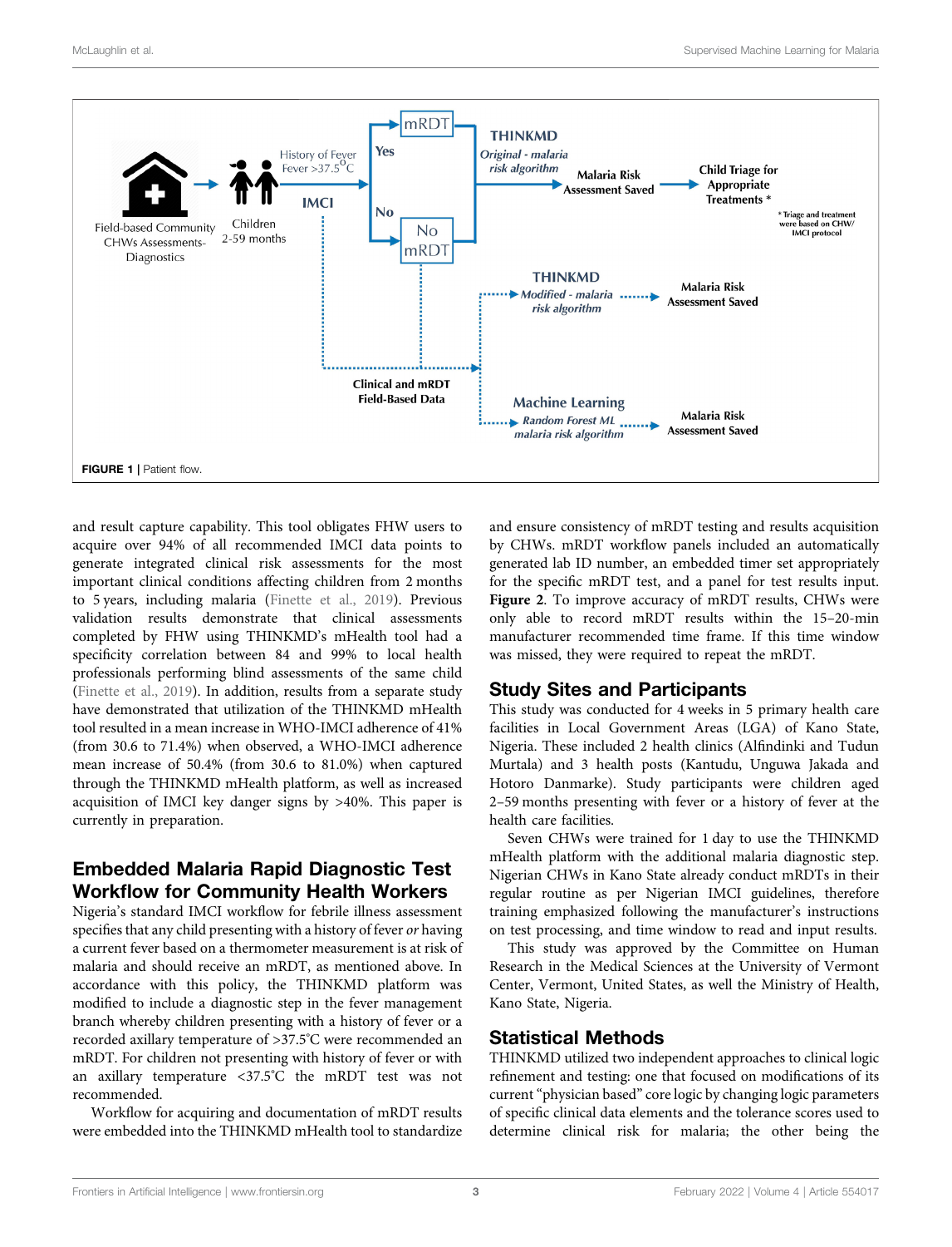FIGURE 1 | Patient flow.

and result capture capability. This tool obligates FHW users to acquire over 94% of all recommended IMCI data points to generate integrated clinical risk assessments for the most important clinical conditions affecting children from 2 months to 5 years, including malaria (Finette et al., 2019). Previous validation results demonstrate that clinical assessments completed by FHW using THINKMD's mHealth tool had a specificity correlation between 84 and 99% to local health professionals performing blind assessments of the same child (Finette et al., 2019). In addition, results from a separate study have demonstrated that utilization of the THINKMD mHealth tool resulted in a mean increase in WHO-IMCI adherence of 41% (from 30.6 to 71.4%) when observed, a WHO-IMCI adherence mean increase of 50.4% (from 30.6 to 81.0%) when captured through the THINKMD mHealth platform, as well as increased acquisition of IMCI key danger signs by >40%. This paper is currently in preparation.

## Embedded Malaria Rapid Diagnostic Test Workflow for Community Health Workers

Nigeria's standard IMCI workflow for febrile illness assessment specifies that any child presenting with a history of fever *or* having a current fever based on a thermometer measurement is at risk of malaria and should receive an mRDT, as mentioned above. In accordance with this policy, the THINKMD platform was modified to include a diagnostic step in the fever management branch whereby children presenting with a history of fever or a recorded axillary temperature of >37.5°C were recommended an mRDT. For children not presenting with history of fever or with an axillary temperature <37.5°C the mRDT test was not recommended.

Workflow for acquiring and documentation of mRDT results were embedded into the THINKMD mHealth tool to standardize and ensure consistency of mRDT testing and results acquisition by CHWs. mRDT workflow panels included an automatically generated lab ID number, an embedded timer set appropriately for the specific mRDT test, and a panel for test results input. **Figure 2**. To improve accuracy of mRDT results, CHWs were only able to record mRDT results within the 15–20-min manufacturer recommended time frame. If this time window was missed, they were required to repeat the mRDT.

## Study Sites and Participants

This study was conducted for 4 weeks in 5 primary health care facilities in Local Government Areas (LGA) of Kano State, Nigeria. These included 2 health clinics (Alfindinki and Tudun Murtala) and 3 health posts (Kantudu, Unguwa Jakada and Hotoro Danmarke). Study participants were children aged 2–59 months presenting with fever or a history of fever at the health care facilities.

Seven CHWs were trained for 1 day to use the THINKMD mHealth platform with the additional malaria diagnostic step. Nigerian CHWs in Kano State already conduct mRDTs in their regular routine as per Nigerian IMCI guidelines, therefore training emphasized following the manufacturer's instructions on test processing, and time window to read and input results.

This study was approved by the Committee on Human Research in the Medical Sciences at the University of Vermont Center, Vermont, United States, as well the Ministry of Health, Kano State, Nigeria.

## Statistical Methods

THINKMD utilized two independent approaches to clinical logic refinement and testing: one that focused on modifications of its current "physician based" core logic by changing logic parameters of specific clinical data elements and the tolerance scores used to determine clinical risk for malaria; the other being the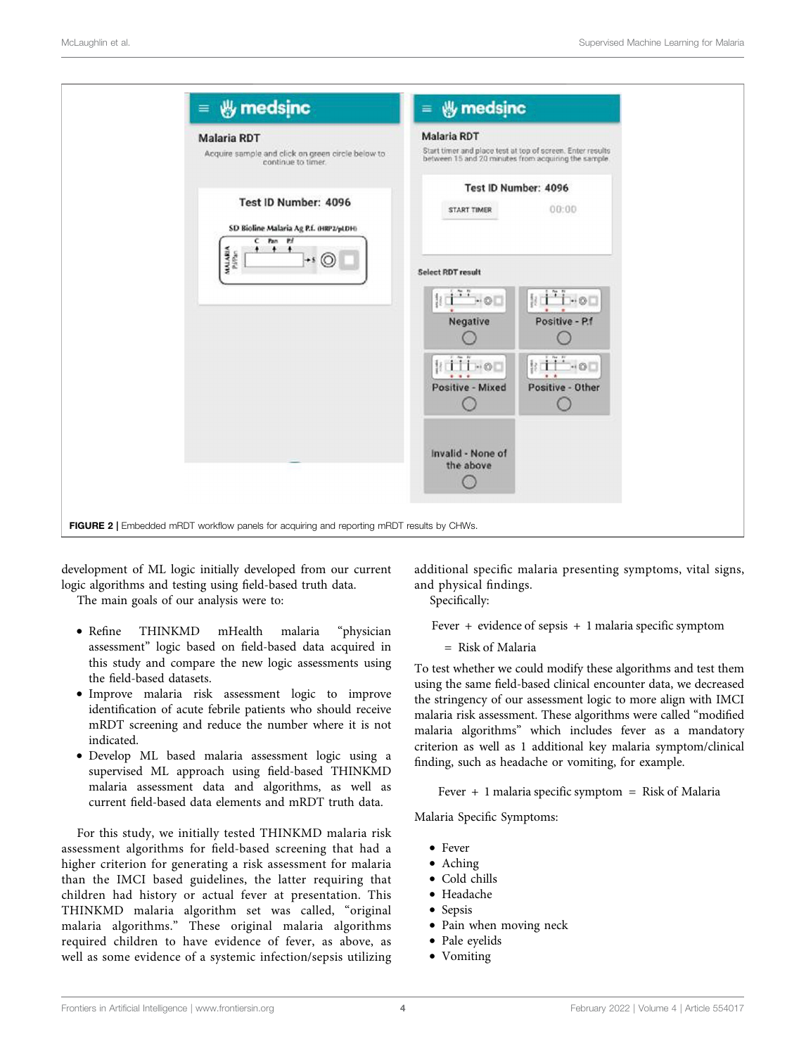FIGURE 2 | Embedded mRDT workflow panels for acquiring and reporting mRDT results by CHWs.

development of ML logic initially developed from our current logic algorithms and testing using field-based truth data.

The main goals of our analysis were to:

- Refine THINKMD mHealth malaria "physician assessment" logic based on field-based data acquired in this study and compare the new logic assessments using the field-based datasets.
- Improve malaria risk assessment logic to improve identification of acute febrile patients who should receive mRDT screening and reduce the number where it is not indicated.
- Develop ML based malaria assessment logic using a supervised ML approach using field-based THINKMD malaria assessment data and algorithms, as well as current field-based data elements and mRDT truth data.

For this study, we initially tested THINKMD malaria risk assessment algorithms for field-based screening that had a higher criterion for generating a risk assessment for malaria than the IMCI based guidelines, the latter requiring that children had history or actual fever at presentation. This THINKMD malaria algorithm set was called, "original malaria algorithms." These original malaria algorithms required children to have evidence of fever, as above, as well as some evidence of a systemic infection/sepsis utilizing additional specific malaria presenting symptoms, vital signs, and physical findings.

Specifically:

$$\text{Fever} + \text{evidence of sepsis} + 1\ \text{malaria specific symptom} = \text{Risk of Malaria}$$

To test whether we could modify these algorithms and test them using the same field-based clinical encounter data, we decreased the stringency of our assessment logic to more align with IMCI malaria risk assessment. These algorithms were called "modified malaria algorithms" which includes fever as a mandatory criterion as well as 1 additional key malaria symptom/clinical finding, such as headache or vomiting, for example.

$$\text{Fever} + 1\ \text{malaria specific symptom} = \text{Risk of Malaria}$$

Malaria Specific Symptoms:

- Fever
- Aching
- Cold chills
- Headache
- Sepsis
- Pain when moving neck
- Pale eyelids
- Vomiting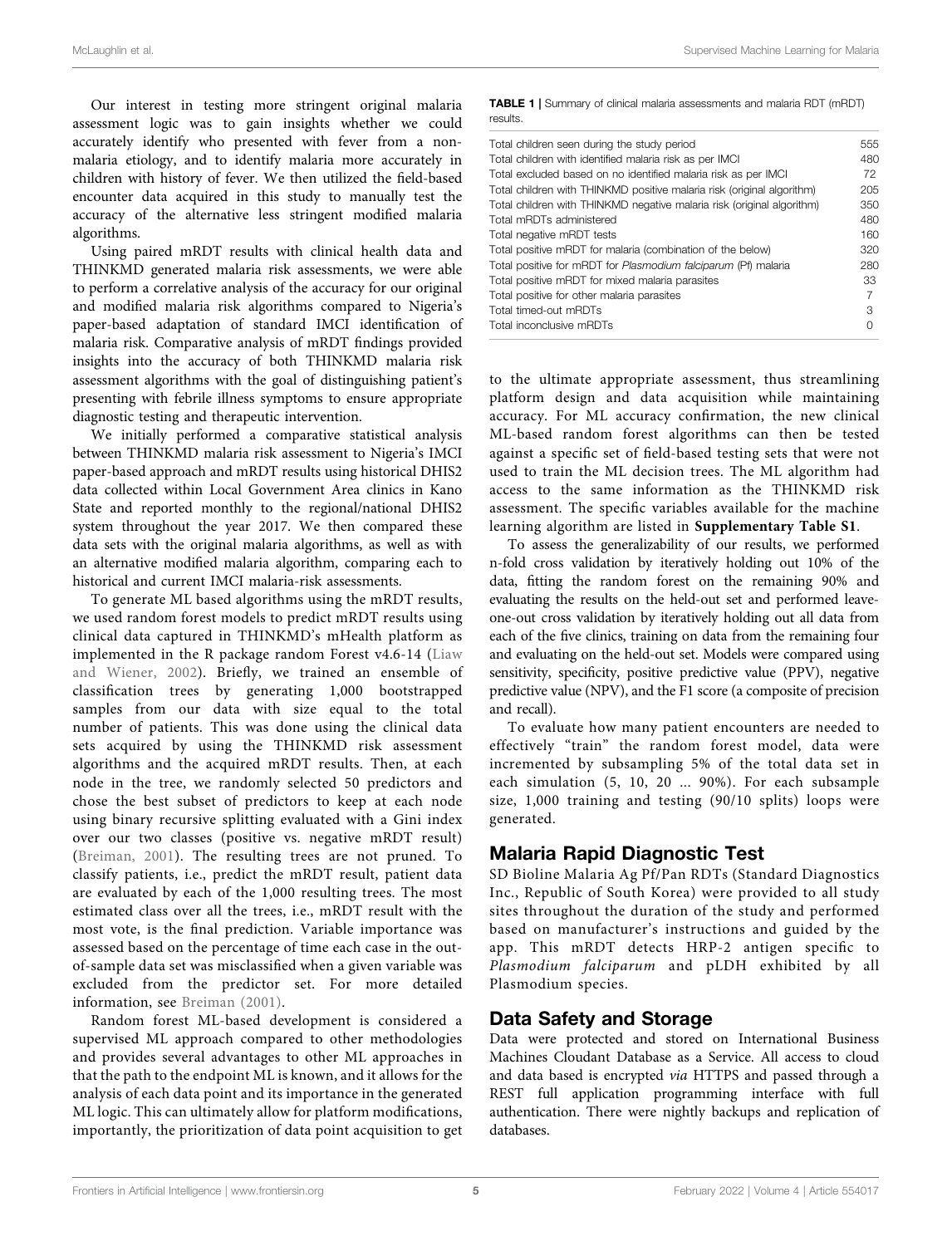Our interest in testing more stringent original malaria assessment logic was to gain insights whether we could accurately identify who presented with fever from a non-malaria etiology, and to identify malaria more accurately in children with history of fever. We then utilized the field-based encounter data acquired in this study to manually test the accuracy of the alternative less stringent modified malaria algorithms.

Using paired mRDT results with clinical health data and THINKMD generated malaria risk assessments, we were able to perform a correlative analysis of the accuracy for our original and modified malaria risk algorithms compared to Nigeria's paper-based adaptation of standard IMCI identification of malaria risk. Comparative analysis of mRDT findings provided insights into the accuracy of both THINKMD malaria risk assessment algorithms with the goal of distinguishing patient's presenting with febrile illness symptoms to ensure appropriate diagnostic testing and therapeutic intervention.

We initially performed a comparative statistical analysis between THINKMD malaria risk assessment to Nigeria's IMCI paper-based approach and mRDT results using historical DHIS2 data collected within Local Government Area clinics in Kano State and reported monthly to the regional/national DHIS2 system throughout the year 2017. We then compared these data sets with the original malaria algorithms, as well as with an alternative modified malaria algorithm, comparing each to historical and current IMCI malaria-risk assessments.

To generate ML based algorithms using the mRDT results, we used random forest models to predict mRDT results using clinical data captured in THINKMD's mHealth platform as implemented in the R package random Forest v4.6-14 (Liaw and Wiener, 2002). Briefly, we trained an ensemble of classification trees by generating 1,000 bootstrapped samples from our data with size equal to the total number of patients. This was done using the clinical data sets acquired by using the THINKMD risk assessment algorithms and the acquired mRDT results. Then, at each node in the tree, we randomly selected 50 predictors and chose the best subset of predictors to keep at each node using binary recursive splitting evaluated with a Gini index over our two classes (positive vs. negative mRDT result) (Breiman, 2001). The resulting trees are not pruned. To classify patients, i.e., predict the mRDT result, patient data are evaluated by each of the 1,000 resulting trees. The most estimated class over all the trees, i.e., mRDT result with the most vote, is the final prediction. Variable importance was assessed based on the percentage of time each case in the out-of-sample data set was misclassified when a given variable was excluded from the predictor set. For more detailed information, see Breiman (2001).

Random forest ML-based development is considered a supervised ML approach compared to other methodologies and provides several advantages to other ML approaches in that the path to the endpoint ML is known, and it allows for the analysis of each data point and its importance in the generated ML logic. This can ultimately allow for platform modifications, importantly, the prioritization of data point acquisition to get to the ultimate appropriate assessment, thus streamlining platform design and data acquisition while maintaining accuracy. For ML accuracy confirmation, the new clinical ML-based random forest algorithms can then be tested against a specific set of field-based testing sets that were not used to train the ML decision trees. The ML algorithm had access to the same information as the THINKMD risk assessment. The specific variables available for the machine learning algorithm are listed in **Supplementary Table S1**.

**TABLE 1** | Summary of clinical malaria assessments and malaria RDT (mRDT) results.

| | |
|---|---|
| Total children seen during the study period | 555 |
| Total children with identified malaria risk as per IMCI | 480 |
| Total excluded based on no identified malaria risk as per IMCI | 72 |
| Total children with THINKMD positive malaria risk (original algorithm) | 205 |
| Total children with THINKMD negative malaria risk (original algorithm) | 350 |
| Total mRDTs administered | 480 |
| Total negative mRDT tests | 160 |
| Total positive mRDT for malaria (combination of the below) | 320 |
| Total positive for mRDT for *Plasmodium falciparum* (Pf) malaria | 280 |
| Total positive mRDT for mixed malaria parasites | 33 |
| Total positive for other malaria parasites | 7 |
| Total timed-out mRDTs | 3 |
| Total inconclusive mRDTs | 0 |

To assess the generalizability of our results, we performed n-fold cross validation by iteratively holding out 10% of the data, fitting the random forest on the remaining 90% and evaluating the results on the held-out set and performed leave-one-out cross validation by iteratively holding out all data from each of the five clinics, training on data from the remaining four and evaluating on the held-out set. Models were compared using sensitivity, specificity, positive predictive value (PPV), negative predictive value (NPV), and the F1 score (a composite of precision and recall).

To evaluate how many patient encounters are needed to effectively "train" the random forest model, data were incremented by subsampling 5% of the total data set in each simulation (5, 10, 20 ... 90%). For each subsample size, 1,000 training and testing (90/10 splits) loops were generated.

## Malaria Rapid Diagnostic Test

SD Bioline Malaria Ag Pf/Pan RDTs (Standard Diagnostics Inc., Republic of South Korea) were provided to all study sites throughout the duration of the study and performed based on manufacturer's instructions and guided by the app. This mRDT detects HRP-2 antigen specific to *Plasmodium falciparum* and pLDH exhibited by all Plasmodium species.

## Data Safety and Storage

Data were protected and stored on International Business Machines Cloudant Database as a Service. All access to cloud and data based is encrypted *via* HTTPS and passed through a REST full application programming interface with full authentication. There were nightly backups and replication of databases.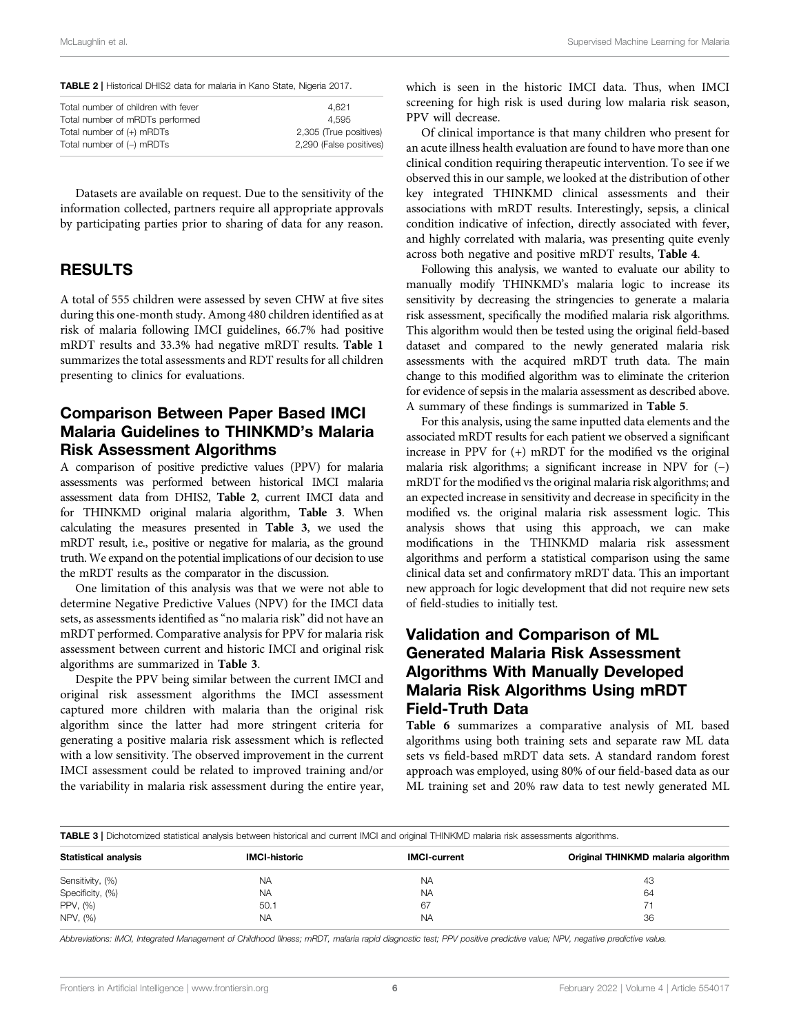**TABLE 2** | Historical DHIS2 data for malaria in Kano State, Nigeria 2017.

| | |
|---|---|
| Total number of children with fever | 4,621 |
| Total number of mRDTs performed | 4,595 |
| Total number of (+) mRDTs | 2,305 (True positives) |
| Total number of (–) mRDTs | 2,290 (False positives) |

Datasets are available on request. Due to the sensitivity of the information collected, partners require all appropriate approvals by participating parties prior to sharing of data for any reason.

## RESULTS

A total of 555 children were assessed by seven CHW at five sites during this one-month study. Among 480 children identified as at risk of malaria following IMCI guidelines, 66.7% had positive mRDT results and 33.3% had negative mRDT results. **Table 1** summarizes the total assessments and RDT results for all children presenting to clinics for evaluations.

### Comparison Between Paper Based IMCI Malaria Guidelines to THINKMD's Malaria Risk Assessment Algorithms

A comparison of positive predictive values (PPV) for malaria assessments was performed between historical IMCI malaria assessment data from DHIS2, **Table 2**, current IMCI data and for THINKMD original malaria algorithm, **Table 3**. When calculating the measures presented in **Table 3**, we used the mRDT result, i.e., positive or negative for malaria, as the ground truth. We expand on the potential implications of our decision to use the mRDT results as the comparator in the discussion.

One limitation of this analysis was that we were not able to determine Negative Predictive Values (NPV) for the IMCI data sets, as assessments identified as "no malaria risk" did not have an mRDT performed. Comparative analysis for PPV for malaria risk assessment between current and historic IMCI and original risk algorithms are summarized in **Table 3**.

Despite the PPV being similar between the current IMCI and original risk assessment algorithms the IMCI assessment captured more children with malaria than the original risk algorithm since the latter had more stringent criteria for generating a positive malaria risk assessment which is reflected with a low sensitivity. The observed improvement in the current IMCI assessment could be related to improved training and/or the variability in malaria risk assessment during the entire year, which is seen in the historic IMCI data. Thus, when IMCI screening for high risk is used during low malaria risk season, PPV will decrease.

Of clinical importance is that many children who present for an acute illness health evaluation are found to have more than one clinical condition requiring therapeutic intervention. To see if we observed this in our sample, we looked at the distribution of other key integrated THINKMD clinical assessments and their associations with mRDT results. Interestingly, sepsis, a clinical condition indicative of infection, directly associated with fever, and highly correlated with malaria, was presenting quite evenly across both negative and positive mRDT results, **Table 4**.

Following this analysis, we wanted to evaluate our ability to manually modify THINKMD's malaria logic to increase its sensitivity by decreasing the stringencies to generate a malaria risk assessment, specifically the modified malaria risk algorithms. This algorithm would then be tested using the original field-based dataset and compared to the newly generated malaria risk assessments with the acquired mRDT truth data. The main change to this modified algorithm was to eliminate the criterion for evidence of sepsis in the malaria assessment as described above. A summary of these findings is summarized in **Table 5**.

For this analysis, using the same inputted data elements and the associated mRDT results for each patient we observed a significant increase in PPV for (+) mRDT for the modified vs the original malaria risk algorithms; a significant increase in NPV for (–) mRDT for the modified vs the original malaria risk algorithms; and an expected increase in sensitivity and decrease in specificity in the modified vs. the original malaria risk assessment logic. This analysis shows that using this approach, we can make modifications in the THINKMD malaria risk assessment algorithms and perform a statistical comparison using the same clinical data set and confirmatory mRDT data. This an important new approach for logic development that did not require new sets of field-studies to initially test.

### Validation and Comparison of ML Generated Malaria Risk Assessment Algorithms With Manually Developed Malaria Risk Algorithms Using mRDT Field-Truth Data

**Table 6** summarizes a comparative analysis of ML based algorithms using both training sets and separate raw ML data sets vs field-based mRDT data sets. A standard random forest approach was employed, using 80% of our field-based data as our ML training set and 20% raw data to test newly generated ML

**TABLE 3** | Dichotomized statistical analysis between historical and current IMCI and original THINKMD malaria risk assessments algorithms.

| Statistical analysis | IMCI-historic | IMCI-current | Original THINKMD malaria algorithm |
|---|---|---|---|
| Sensitivity, (%) | NA | NA | 43 |
| Specificity, (%) | NA | NA | 64 |
| PPV, (%) | 50.1 | 67 | 71 |
| NPV, (%) | NA | NA | 36 |

*Abbreviations: IMCI, Integrated Management of Childhood Illness; mRDT, malaria rapid diagnostic test; PPV positive predictive value; NPV, negative predictive value.*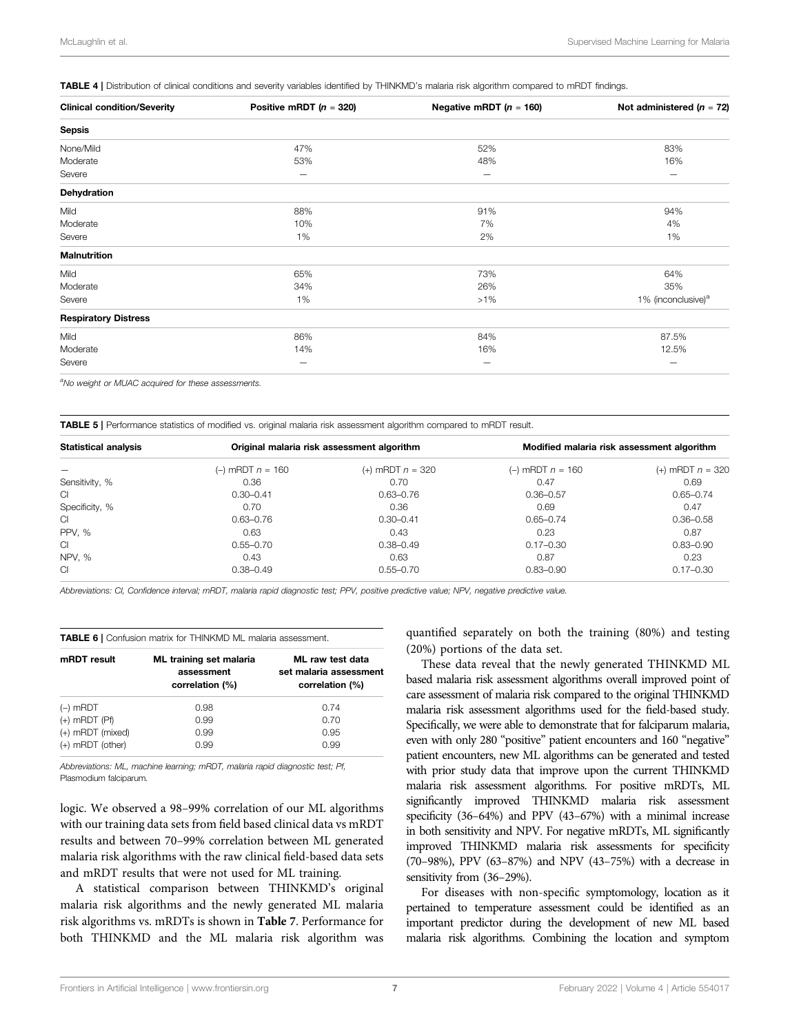**TABLE 4 |** Distribution of clinical conditions and severity variables identified by THINKMD's malaria risk algorithm compared to mRDT findings.

| Clinical condition/Severity | Positive mRDT ($n$ = 320) | Negative mRDT ($n$ = 160) | Not administered ($n$ = 72) |
|---|---|---|---|
| **Sepsis** | | | |
| None/Mild | 47% | 52% | 83% |
| Moderate | 53% | 48% | 16% |
| Severe | — | — | — |
| **Dehydration** | | | |
| Mild | 88% | 91% | 94% |
| Moderate | 10% | 7% | 4% |
| Severe | 1% | 2% | 1% |
| **Malnutrition** | | | |
| Mild | 65% | 73% | 64% |
| Moderate | 34% | 26% | 35% |
| Severe | 1% | >1% | 1% (inconclusive)[a] |
| **Respiratory Distress** | | | |
| Mild | 86% | 84% | 87.5% |
| Moderate | 14% | 16% | 12.5% |
| Severe | — | — | — |

[a]*No weight or MUAC acquired for these assessments.*

**TABLE 5 |** Performance statistics of modified vs. original malaria risk assessment algorithm compared to mRDT result.

| Statistical analysis | Original malaria risk assessment algorithm | | Modified malaria risk assessment algorithm | |
|---|---|---|---|---|
| — | (–) mRDT $n$ = 160 | (+) mRDT $n$ = 320 | (–) mRDT $n$ = 160 | (+) mRDT $n$ = 320 |
| Sensitivity, % | 0.36 | 0.70 | 0.47 | 0.69 |
| CI | 0.30–0.41 | 0.63–0.76 | 0.36–0.57 | 0.65–0.74 |
| Specificity, % | 0.70 | 0.36 | 0.69 | 0.47 |
| CI | 0.63–0.76 | 0.30–0.41 | 0.65–0.74 | 0.36–0.58 |
| PPV, % | 0.63 | 0.43 | 0.23 | 0.87 |
| CI | 0.55–0.70 | 0.38–0.49 | 0.17–0.30 | 0.83–0.90 |
| NPV, % | 0.43 | 0.63 | 0.87 | 0.23 |
| CI | 0.38–0.49 | 0.55–0.70 | 0.83–0.90 | 0.17–0.30 |

*Abbreviations: CI, Confidence interval; mRDT, malaria rapid diagnostic test; PPV, positive predictive value; NPV, negative predictive value.*

**TABLE 6 |** Confusion matrix for THINKMD ML malaria assessment.

| mRDT result | ML training set malaria assessment correlation (%) | ML raw test data set malaria assessment correlation (%) |
|---|---|---|
| (–) mRDT | 0.98 | 0.74 |
| (+) mRDT (Pf) | 0.99 | 0.70 |
| (+) mRDT (mixed) | 0.99 | 0.95 |
| (+) mRDT (other) | 0.99 | 0.99 |

*Abbreviations: ML, machine learning; mRDT, malaria rapid diagnostic test; Pf, Plasmodium falciparum.*

logic. We observed a 98–99% correlation of our ML algorithms with our training data sets from field based clinical data vs mRDT results and between 70–99% correlation between ML generated malaria risk algorithms with the raw clinical field-based data sets and mRDT results that were not used for ML training.

A statistical comparison between THINKMD's original malaria risk algorithms and the newly generated ML malaria risk algorithms vs. mRDTs is shown in **Table 7**. Performance for both THINKMD and the ML malaria risk algorithm was quantified separately on both the training (80%) and testing (20%) portions of the data set.

These data reveal that the newly generated THINKMD ML based malaria risk assessment algorithms overall improved point of care assessment of malaria risk compared to the original THINKMD malaria risk assessment algorithms used for the field-based study. Specifically, we were able to demonstrate that for falciparum malaria, even with only 280 "positive" patient encounters and 160 "negative" patient encounters, new ML algorithms can be generated and tested with prior study data that improve upon the current THINKMD malaria risk assessment algorithms. For positive mRDTs, ML significantly improved THINKMD malaria risk assessment specificity (36–64%) and PPV (43–67%) with a minimal increase in both sensitivity and NPV. For negative mRDTs, ML significantly improved THINKMD malaria risk assessments for specificity (70–98%), PPV (63–87%) and NPV (43–75%) with a decrease in sensitivity from (36–29%).

For diseases with non-specific symptomology, location as it pertained to temperature assessment could be identified as an important predictor during the development of new ML based malaria risk algorithms. Combining the location and symptom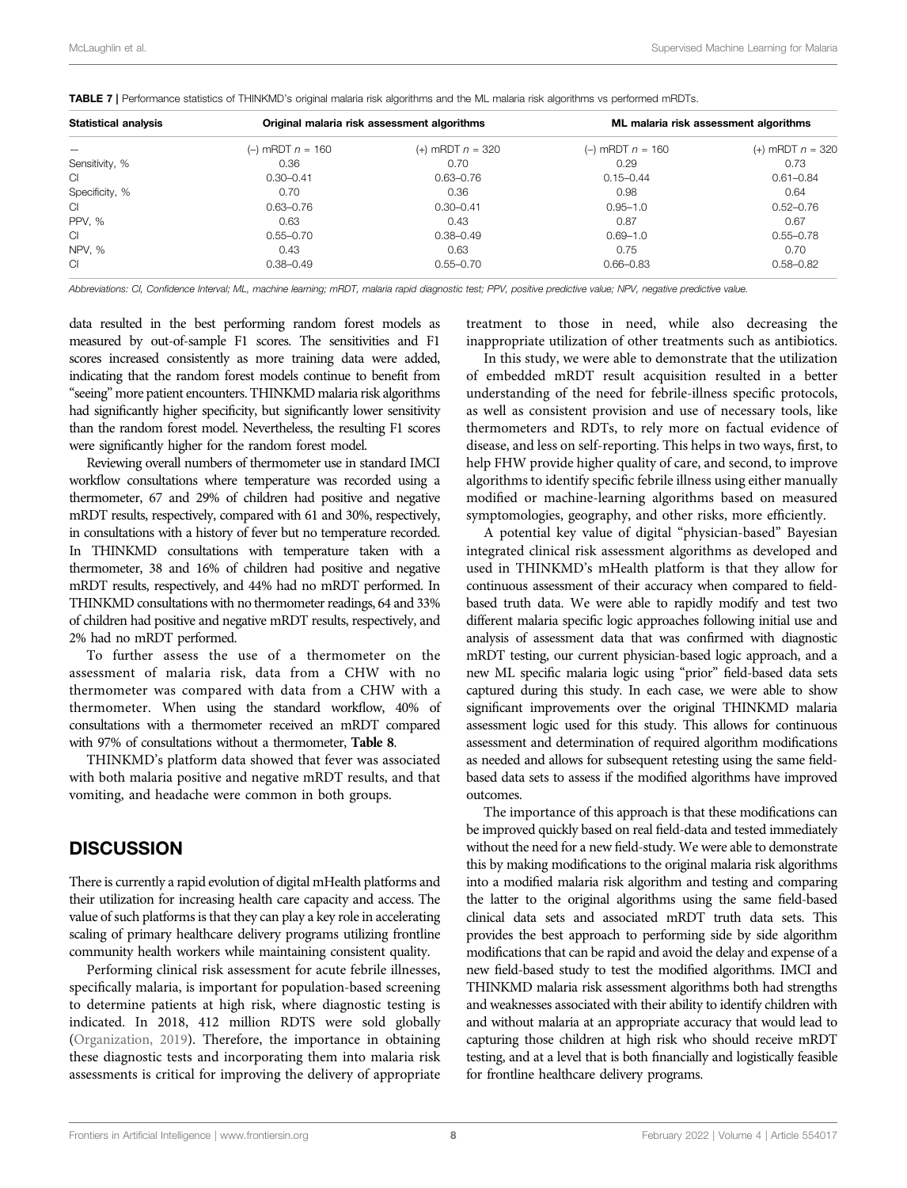**TABLE 7** | Performance statistics of THINKMD's original malaria risk algorithms and the ML malaria risk algorithms vs performed mRDTs.

| Statistical analysis | Original malaria risk assessment algorithms | | ML malaria risk assessment algorithms | |
|---|---|---|---|---|
| — | (−) mRDT $n$ = 160 | (+) mRDT $n$ = 320 | (−) mRDT $n$ = 160 | (+) mRDT $n$ = 320 |
| Sensitivity, % | 0.36 | 0.70 | 0.29 | 0.73 |
| CI | 0.30–0.41 | 0.63–0.76 | 0.15–0.44 | 0.61–0.84 |
| Specificity, % | 0.70 | 0.36 | 0.98 | 0.64 |
| CI | 0.63–0.76 | 0.30–0.41 | 0.95–1.0 | 0.52–0.76 |
| PPV, % | 0.63 | 0.43 | 0.87 | 0.67 |
| CI | 0.55–0.70 | 0.38–0.49 | 0.69–1.0 | 0.55–0.78 |
| NPV, % | 0.43 | 0.63 | 0.75 | 0.70 |
| CI | 0.38–0.49 | 0.55–0.70 | 0.66–0.83 | 0.58–0.82 |

*Abbreviations: CI, Confidence Interval; ML, machine learning; mRDT, malaria rapid diagnostic test; PPV, positive predictive value; NPV, negative predictive value.*

data resulted in the best performing random forest models as measured by out-of-sample F1 scores. The sensitivities and F1 scores increased consistently as more training data were added, indicating that the random forest models continue to benefit from "seeing" more patient encounters. THINKMD malaria risk algorithms had significantly higher specificity, but significantly lower sensitivity than the random forest model. Nevertheless, the resulting F1 scores were significantly higher for the random forest model.

Reviewing overall numbers of thermometer use in standard IMCI workflow consultations where temperature was recorded using a thermometer, 67 and 29% of children had positive and negative mRDT results, respectively, compared with 61 and 30%, respectively, in consultations with a history of fever but no temperature recorded. In THINKMD consultations with temperature taken with a thermometer, 38 and 16% of children had positive and negative mRDT results, respectively, and 44% had no mRDT performed. In THINKMD consultations with no thermometer readings, 64 and 33% of children had positive and negative mRDT results, respectively, and 2% had no mRDT performed.

To further assess the use of a thermometer on the assessment of malaria risk, data from a CHW with no thermometer was compared with data from a CHW with a thermometer. When using the standard workflow, 40% of consultations with a thermometer received an mRDT compared with 97% of consultations without a thermometer, **Table 8**.

THINKMD's platform data showed that fever was associated with both malaria positive and negative mRDT results, and that vomiting, and headache were common in both groups.

## DISCUSSION

There is currently a rapid evolution of digital mHealth platforms and their utilization for increasing health care capacity and access. The value of such platforms is that they can play a key role in accelerating scaling of primary healthcare delivery programs utilizing frontline community health workers while maintaining consistent quality.

Performing clinical risk assessment for acute febrile illnesses, specifically malaria, is important for population-based screening to determine patients at high risk, where diagnostic testing is indicated. In 2018, 412 million RDTS were sold globally (Organization, 2019). Therefore, the importance in obtaining these diagnostic tests and incorporating them into malaria risk assessments is critical for improving the delivery of appropriate treatment to those in need, while also decreasing the inappropriate utilization of other treatments such as antibiotics.

In this study, we were able to demonstrate that the utilization of embedded mRDT result acquisition resulted in a better understanding of the need for febrile-illness specific protocols, as well as consistent provision and use of necessary tools, like thermometers and RDTs, to rely more on factual evidence of disease, and less on self-reporting. This helps in two ways, first, to help FHW provide higher quality of care, and second, to improve algorithms to identify specific febrile illness using either manually modified or machine-learning algorithms based on measured symptomologies, geography, and other risks, more efficiently.

A potential key value of digital "physician-based" Bayesian integrated clinical risk assessment algorithms as developed and used in THINKMD's mHealth platform is that they allow for continuous assessment of their accuracy when compared to field-based truth data. We were able to rapidly modify and test two different malaria specific logic approaches following initial use and analysis of assessment data that was confirmed with diagnostic mRDT testing, our current physician-based logic approach, and a new ML specific malaria logic using "prior" field-based data sets captured during this study. In each case, we were able to show significant improvements over the original THINKMD malaria assessment logic used for this study. This allows for continuous assessment and determination of required algorithm modifications as needed and allows for subsequent retesting using the same field-based data sets to assess if the modified algorithms have improved outcomes.

The importance of this approach is that these modifications can be improved quickly based on real field-data and tested immediately without the need for a new field-study. We were able to demonstrate this by making modifications to the original malaria risk algorithms into a modified malaria risk algorithm and testing and comparing the latter to the original algorithms using the same field-based clinical data sets and associated mRDT truth data sets. This provides the best approach to performing side by side algorithm modifications that can be rapid and avoid the delay and expense of a new field-based study to test the modified algorithms. IMCI and THINKMD malaria risk assessment algorithms both had strengths and weaknesses associated with their ability to identify children with and without malaria at an appropriate accuracy that would lead to capturing those children at high risk who should receive mRDT testing, and at a level that is both financially and logistically feasible for frontline healthcare delivery programs.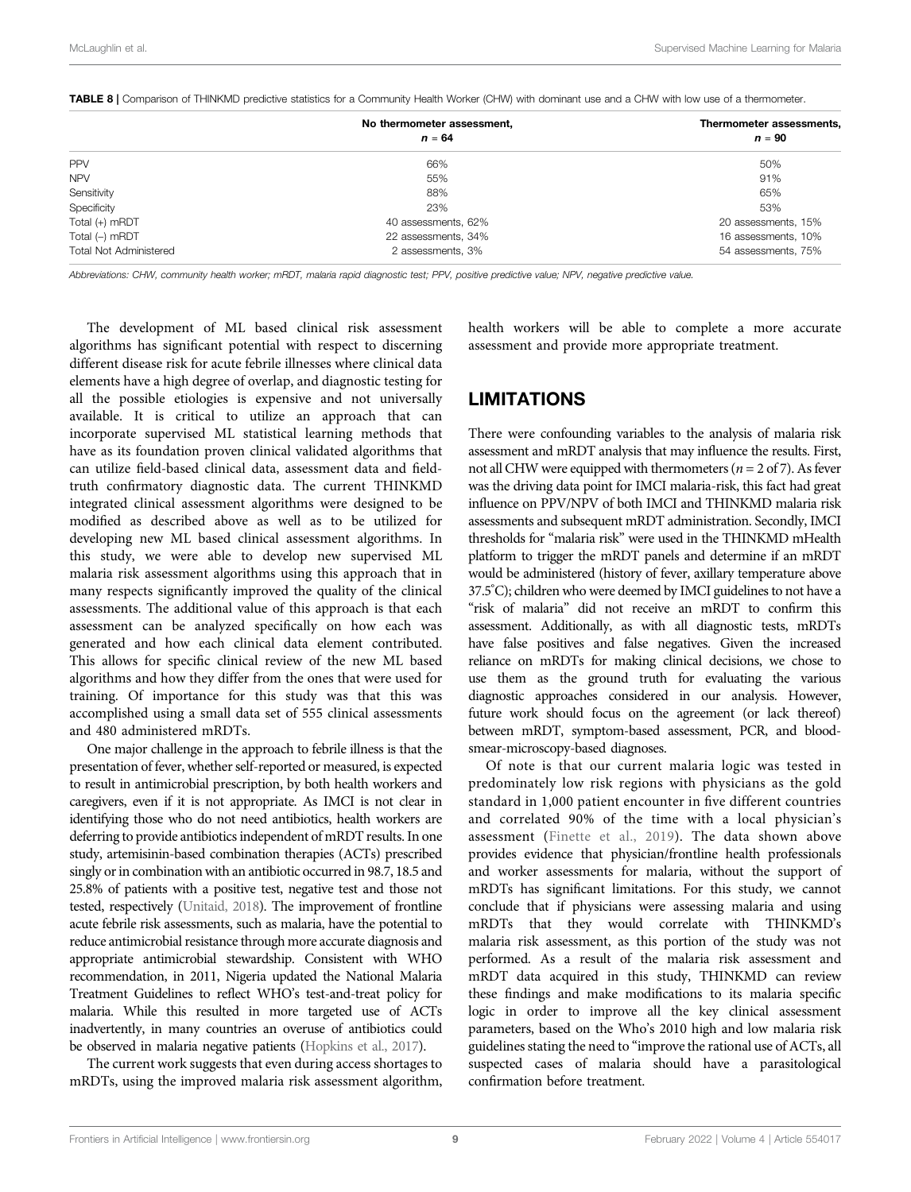**TABLE 8** | Comparison of THINKMD predictive statistics for a Community Health Worker (CHW) with dominant use and a CHW with low use of a thermometer.

| | No thermometer assessment, $n = 64$ | Thermometer assessments, $n = 90$ |
|---|---|---|
| PPV | 66% | 50% |
| NPV | 55% | 91% |
| Sensitivity | 88% | 65% |
| Specificity | 23% | 53% |
| Total (+) mRDT | 40 assessments, 62% | 20 assessments, 15% |
| Total (–) mRDT | 22 assessments, 34% | 16 assessments, 10% |
| Total Not Administered | 2 assessments, 3% | 54 assessments, 75% |

*Abbreviations: CHW, community health worker; mRDT, malaria rapid diagnostic test; PPV, positive predictive value; NPV, negative predictive value.*

The development of ML based clinical risk assessment algorithms has significant potential with respect to discerning different disease risk for acute febrile illnesses where clinical data elements have a high degree of overlap, and diagnostic testing for all the possible etiologies is expensive and not universally available. It is critical to utilize an approach that can incorporate supervised ML statistical learning methods that have as its foundation proven clinical validated algorithms that can utilize field-based clinical data, assessment data and field-truth confirmatory diagnostic data. The current THINKMD integrated clinical assessment algorithms were designed to be modified as described above as well as to be utilized for developing new ML based clinical assessment algorithms. In this study, we were able to develop new supervised ML malaria risk assessment algorithms using this approach that in many respects significantly improved the quality of the clinical assessments. The additional value of this approach is that each assessment can be analyzed specifically on how each was generated and how each clinical data element contributed. This allows for specific clinical review of the new ML based algorithms and how they differ from the ones that were used for training. Of importance for this study was that this was accomplished using a small data set of 555 clinical assessments and 480 administered mRDTs.

One major challenge in the approach to febrile illness is that the presentation of fever, whether self-reported or measured, is expected to result in antimicrobial prescription, by both health workers and caregivers, even if it is not appropriate. As IMCI is not clear in identifying those who do not need antibiotics, health workers are deferring to provide antibiotics independent of mRDT results. In one study, artemisinin-based combination therapies (ACTs) prescribed singly or in combination with an antibiotic occurred in 98.7, 18.5 and 25.8% of patients with a positive test, negative test and those not tested, respectively (Unitaid, 2018). The improvement of frontline acute febrile risk assessments, such as malaria, have the potential to reduce antimicrobial resistance through more accurate diagnosis and appropriate antimicrobial stewardship. Consistent with WHO recommendation, in 2011, Nigeria updated the National Malaria Treatment Guidelines to reflect WHO's test-and-treat policy for malaria. While this resulted in more targeted use of ACTs inadvertently, in many countries an overuse of antibiotics could be observed in malaria negative patients (Hopkins et al., 2017).

The current work suggests that even during access shortages to mRDTs, using the improved malaria risk assessment algorithm, health workers will be able to complete a more accurate assessment and provide more appropriate treatment.

## LIMITATIONS

There were confounding variables to the analysis of malaria risk assessment and mRDT analysis that may influence the results. First, not all CHW were equipped with thermometers ($n = 2$ of 7). As fever was the driving data point for IMCI malaria-risk, this fact had great influence on PPV/NPV of both IMCI and THINKMD malaria risk assessments and subsequent mRDT administration. Secondly, IMCI thresholds for "malaria risk" were used in the THINKMD mHealth platform to trigger the mRDT panels and determine if an mRDT would be administered (history of fever, axillary temperature above 37.5°C); children who were deemed by IMCI guidelines to not have a "risk of malaria" did not receive an mRDT to confirm this assessment. Additionally, as with all diagnostic tests, mRDTs have false positives and false negatives. Given the increased reliance on mRDTs for making clinical decisions, we chose to use them as the ground truth for evaluating the various diagnostic approaches considered in our analysis. However, future work should focus on the agreement (or lack thereof) between mRDT, symptom-based assessment, PCR, and blood-smear-microscopy-based diagnoses.

Of note is that our current malaria logic was tested in predominately low risk regions with physicians as the gold standard in 1,000 patient encounter in five different countries and correlated 90% of the time with a local physician's assessment (Finette et al., 2019). The data shown above provides evidence that physician/frontline health professionals and worker assessments for malaria, without the support of mRDTs has significant limitations. For this study, we cannot conclude that if physicians were assessing malaria and using mRDTs that they would correlate with THINKMD's malaria risk assessment, as this portion of the study was not performed. As a result of the malaria risk assessment and mRDT data acquired in this study, THINKMD can review these findings and make modifications to its malaria specific logic in order to improve all the key clinical assessment parameters, based on the Who's 2010 high and low malaria risk guidelines stating the need to "improve the rational use of ACTs, all suspected cases of malaria should have a parasitological confirmation before treatment.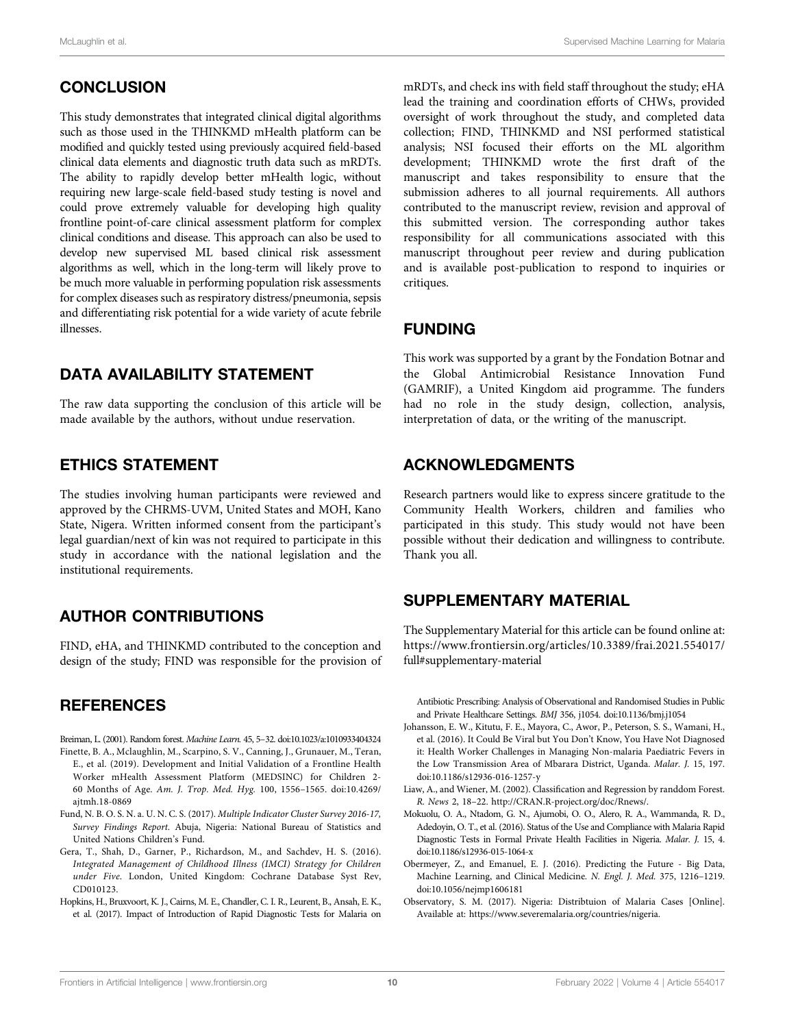## CONCLUSION

This study demonstrates that integrated clinical digital algorithms such as those used in the THINKMD mHealth platform can be modified and quickly tested using previously acquired field-based clinical data elements and diagnostic truth data such as mRDTs. The ability to rapidly develop better mHealth logic, without requiring new large-scale field-based study testing is novel and could prove extremely valuable for developing high quality frontline point-of-care clinical assessment platform for complex clinical conditions and disease. This approach can also be used to develop new supervised ML based clinical risk assessment algorithms as well, which in the long-term will likely prove to be much more valuable in performing population risk assessments for complex diseases such as respiratory distress/pneumonia, sepsis and differentiating risk potential for a wide variety of acute febrile illnesses.

## DATA AVAILABILITY STATEMENT

The raw data supporting the conclusion of this article will be made available by the authors, without undue reservation.

## ETHICS STATEMENT

The studies involving human participants were reviewed and approved by the CHRMS-UVM, United States and MOH, Kano State, Nigera. Written informed consent from the participant's legal guardian/next of kin was not required to participate in this study in accordance with the national legislation and the institutional requirements.

## AUTHOR CONTRIBUTIONS

FIND, eHA, and THINKMD contributed to the conception and design of the study; FIND was responsible for the provision of mRDTs, and check ins with field staff throughout the study; eHA lead the training and coordination efforts of CHWs, provided oversight of work throughout the study, and completed data collection; FIND, THINKMD and NSI performed statistical analysis; NSI focused their efforts on the ML algorithm development; THINKMD wrote the first draft of the manuscript and takes responsibility to ensure that the submission adheres to all journal requirements. All authors contributed to the manuscript review, revision and approval of this submitted version. The corresponding author takes responsibility for all communications associated with this manuscript throughout peer review and during publication and is available post-publication to respond to inquiries or critiques.

## FUNDING

This work was supported by a grant by the Fondation Botnar and the Global Antimicrobial Resistance Innovation Fund (GAMRIF), a United Kingdom aid programme. The funders had no role in the study design, collection, analysis, interpretation of data, or the writing of the manuscript.

## ACKNOWLEDGMENTS

Research partners would like to express sincere gratitude to the Community Health Workers, children and families who participated in this study. This study would not have been possible without their dedication and willingness to contribute. Thank you all.

## SUPPLEMENTARY MATERIAL

The Supplementary Material for this article can be found online at: https://www.frontiersin.org/articles/10.3389/frai.2021.554017/full#supplementary-material

## REFERENCES

Breiman, L. (2001). Random forest. *Machine Learn.* 45, 5–32. doi:10.1023/a:1010933404324

Finette, B. A., Mclaughlin, M., Scarpino, S. V., Canning, J., Grunauer, M., Teran, E., et al. (2019). Development and Initial Validation of a Frontline Health Worker mHealth Assessment Platform (MEDSINC) for Children 2-60 Months of Age. *Am. J. Trop. Med. Hyg.* 100, 1556–1565. doi:10.4269/ajtmh.18-0869

Fund, N. B. O. S. N. a. U. N. C. S. (2017). *Multiple Indicator Cluster Survey 2016-17, Survey Findings Report.* Abuja, Nigeria: National Bureau of Statistics and United Nations Children's Fund.

Gera, T., Shah, D., Garner, P., Richardson, M., and Sachdev, H. S. (2016). *Integrated Management of Childhood Illness (IMCI) Strategy for Children under Five.* London, United Kingdom: Cochrane Database Syst Rev, CD010123.

Hopkins, H., Bruxvoort, K. J., Cairns, M. E., Chandler, C. I. R., Leurent, B., Ansah, E. K., et al. (2017). Impact of Introduction of Rapid Diagnostic Tests for Malaria on Antibiotic Prescribing: Analysis of Observational and Randomised Studies in Public and Private Healthcare Settings. *BMJ* 356, j1054. doi:10.1136/bmj.j1054

Johansson, E. W., Kitutu, F. E., Mayora, C., Awor, P., Peterson, S. S., Wamani, H., et al. (2016). It Could Be Viral but You Don't Know, You Have Not Diagnosed it: Health Worker Challenges in Managing Non-malaria Paediatric Fevers in the Low Transmission Area of Mbarara District, Uganda. *Malar. J.* 15, 197. doi:10.1186/s12936-016-1257-y

Liaw, A., and Wiener, M. (2002). Classification and Regression by randdom Forest. *R. News* 2, 18–22. http://CRAN.R-project.org/doc/Rnews/.

Mokuolu, O. A., Ntadom, G. N., Ajumobi, O. O., Alero, R. A., Wammanda, R. D., Adedoyin, O. T., et al. (2016). Status of the Use and Compliance with Malaria Rapid Diagnostic Tests in Formal Private Health Facilities in Nigeria. *Malar. J.* 15, 4. doi:10.1186/s12936-015-1064-x

Obermeyer, Z., and Emanuel, E. J. (2016). Predicting the Future - Big Data, Machine Learning, and Clinical Medicine. *N. Engl. J. Med.* 375, 1216–1219. doi:10.1056/nejmp1606181

Observatory, S. M. (2017). Nigeria: Distribtuion of Malaria Cases [Online]. Available at: https://www.severemalaria.org/countries/nigeria.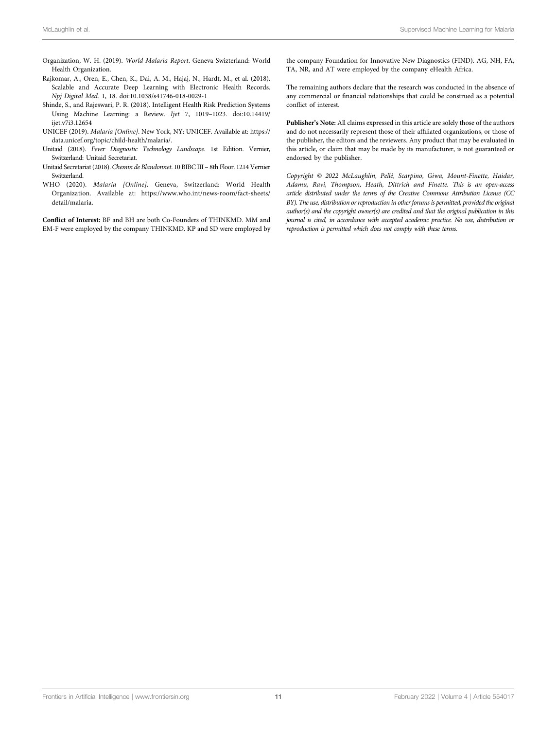Organization, W. H. (2019). *World Malaria Report*. Geneva Swizterland: World Health Organization.

Rajkomar, A., Oren, E., Chen, K., Dai, A. M., Hajaj, N., Hardt, M., et al. (2018). Scalable and Accurate Deep Learning with Electronic Health Records. *Npj Digital Med.* 1, 18. doi:10.1038/s41746-018-0029-1

Shinde, S., and Rajeswari, P. R. (2018). Intelligent Health Risk Prediction Systems Using Machine Learning: a Review. *Ijet* 7, 1019–1023. doi:10.14419/ijet.v7i3.12654

UNICEF (2019). *Malaria [Online]*. New York, NY: UNICEF. Available at: https://data.unicef.org/topic/child-health/malaria/.

Unitaid (2018). *Fever Diagnostic Technology Landscape*. 1st Edition. Vernier, Switzerland: Unitaid Secretariat.

Unitaid Secretariat (2018). *Chemin de Blandonnet*. 10 BIBC III – 8th Floor. 1214 Vernier Switzerland.

WHO (2020). *Malaria [Online]*. Geneva, Switzerland: World Health Organization. Available at: https://www.who.int/news-room/fact-sheets/detail/malaria.

**Conflict of Interest:** BF and BH are both Co-Founders of THINKMD. MM and EM-F were employed by the company THINKMD. KP and SD were employed by the company Foundation for Innovative New Diagnostics (FIND). AG, NH, FA, TA, NR, and AT were employed by the company eHealth Africa.

The remaining authors declare that the research was conducted in the absence of any commercial or financial relationships that could be construed as a potential conflict of interest.

**Publisher's Note:** All claims expressed in this article are solely those of the authors and do not necessarily represent those of their affiliated organizations, or those of the publisher, the editors and the reviewers. Any product that may be evaluated in this article, or claim that may be made by its manufacturer, is not guaranteed or endorsed by the publisher.

*Copyright © 2022 McLaughlin, Pellé, Scarpino, Giwa, Mount-Finette, Haidar, Adamu, Ravi, Thompson, Heath, Dittrich and Finette. This is an open-access article distributed under the terms of the Creative Commons Attribution License (CC BY). The use, distribution or reproduction in other forums is permitted, provided the original author(s) and the copyright owner(s) are credited and that the original publication in this journal is cited, in accordance with accepted academic practice. No use, distribution or reproduction is permitted which does not comply with these terms.*